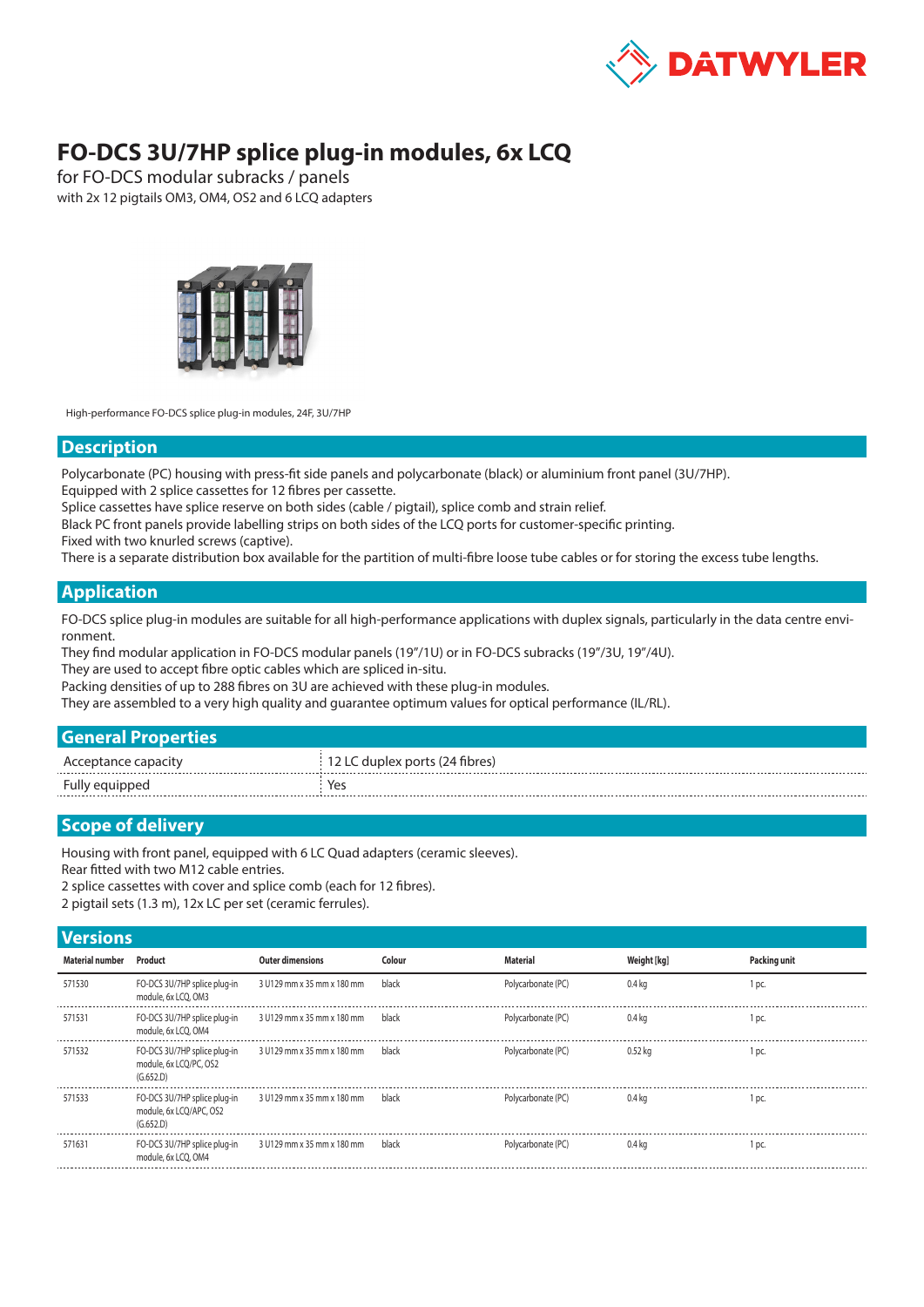# FO-DCS 3U/7HP splice plug-in modules, 6x LCQ

for FO-DCS modular subracks / panels

with 2x 12 pigtails OM3, OM4, OS2 and 6 LCQ adapters

High-performance FO-DCS splice plug-in modules, 24F, 3U/7HP

## Description

Polycarbonate (PC) housing with press-fit side panels and polycarbonate (black) or aluminium front panel (3U/7HP).
Equipped with 2 splice cassettes for 12 fibres per cassette.
Splice cassettes have splice reserve on both sides (cable / pigtail), splice comb and strain relief.
Black PC front panels provide labelling strips on both sides of the LCQ ports for customer-specific printing.
Fixed with two knurled screws (captive).
There is a separate distribution box available for the partition of multi-fibre loose tube cables or for storing the excess tube lengths.

## Application

FO-DCS splice plug-in modules are suitable for all high-performance applications with duplex signals, particularly in the data centre environment.
They find modular application in FO-DCS modular panels (19"/1U) or in FO-DCS subracks (19"/3U, 19"/4U).
They are used to accept fibre optic cables which are spliced in-situ.
Packing densities of up to 288 fibres on 3U are achieved with these plug-in modules.
They are assembled to a very high quality and guarantee optimum values for optical performance (IL/RL).

## General Properties

| | |
|---|---|
| Acceptance capacity | 12 LC duplex ports (24 fibres) |
| Fully equipped | Yes |

## Scope of delivery

Housing with front panel, equipped with 6 LC Quad adapters (ceramic sleeves).
Rear fitted with two M12 cable entries.
2 splice cassettes with cover and splice comb (each for 12 fibres).
2 pigtail sets (1.3 m), 12x LC per set (ceramic ferrules).

## Versions

| Material number | Product | Outer dimensions | Colour | Material | Weight [kg] | Packing unit |
|---|---|---|---|---|---|---|
| 571530 | FO-DCS 3U/7HP splice plug-in module, 6x LCQ, OM3 | 3 U129 mm x 35 mm x 180 mm | black | Polycarbonate (PC) | 0.4 kg | 1 pc. |
| 571531 | FO-DCS 3U/7HP splice plug-in module, 6x LCQ, OM4 | 3 U129 mm x 35 mm x 180 mm | black | Polycarbonate (PC) | 0.4 kg | 1 pc. |
| 571532 | FO-DCS 3U/7HP splice plug-in module, 6x LCQ/PC, OS2 (G.652.D) | 3 U129 mm x 35 mm x 180 mm | black | Polycarbonate (PC) | 0.52 kg | 1 pc. |
| 571533 | FO-DCS 3U/7HP splice plug-in module, 6x LCQ/APC, OS2 (G.652.D) | 3 U129 mm x 35 mm x 180 mm | black | Polycarbonate (PC) | 0.4 kg | 1 pc. |
| 571631 | FO-DCS 3U/7HP splice plug-in module, 6x LCQ, OM4 | 3 U129 mm x 35 mm x 180 mm | black | Polycarbonate (PC) | 0.4 kg | 1 pc. |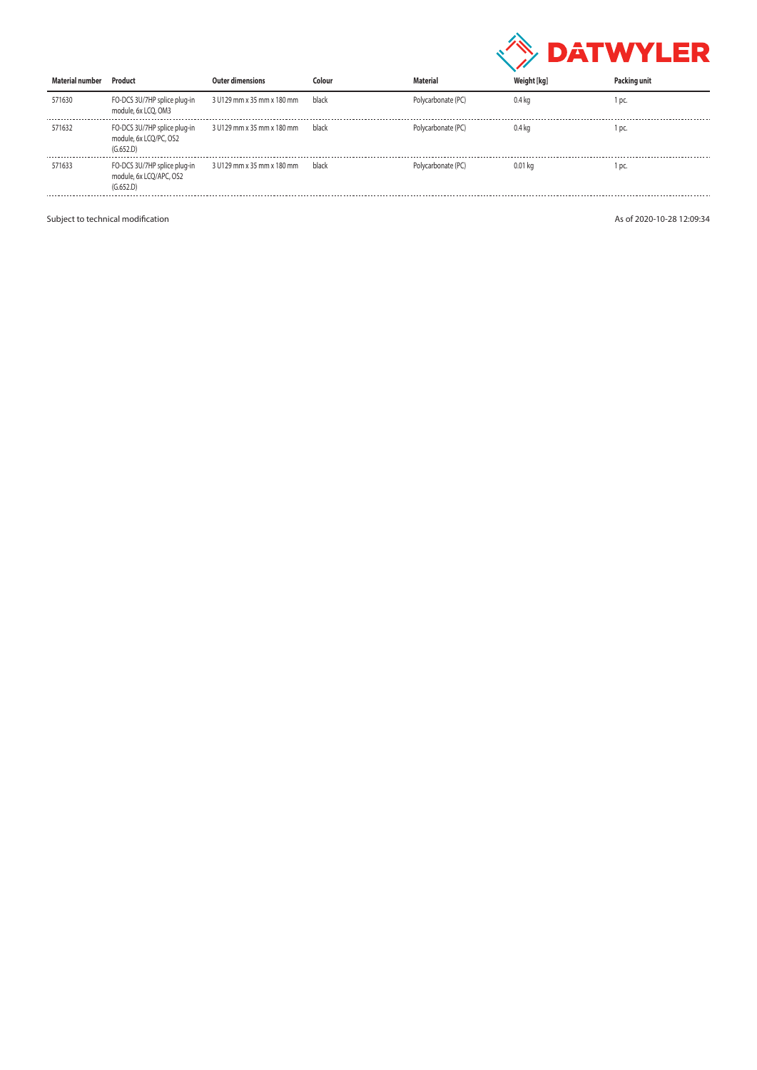| Material number | Product | Outer dimensions | Colour | Material | Weight [kg] | Packing unit |
|---|---|---|---|---|---|---|
| 571630 | FO-DCS 3U/7HP splice plug-in module, 6x LCQ, OM3 | 3 U129 mm x 35 mm x 180 mm | black | Polycarbonate (PC) | 0.4 kg | 1 pc. |
| 571632 | FO-DCS 3U/7HP splice plug-in module, 6x LCQ/PC, OS2 (G.652.D) | 3 U129 mm x 35 mm x 180 mm | black | Polycarbonate (PC) | 0.4 kg | 1 pc. |
| 571633 | FO-DCS 3U/7HP splice plug-in module, 6x LCQ/APC, OS2 (G.652.D) | 3 U129 mm x 35 mm x 180 mm | black | Polycarbonate (PC) | 0.01 kg | 1 pc. |

Subject to technical modification

As of 2020-10-28 12:09:34